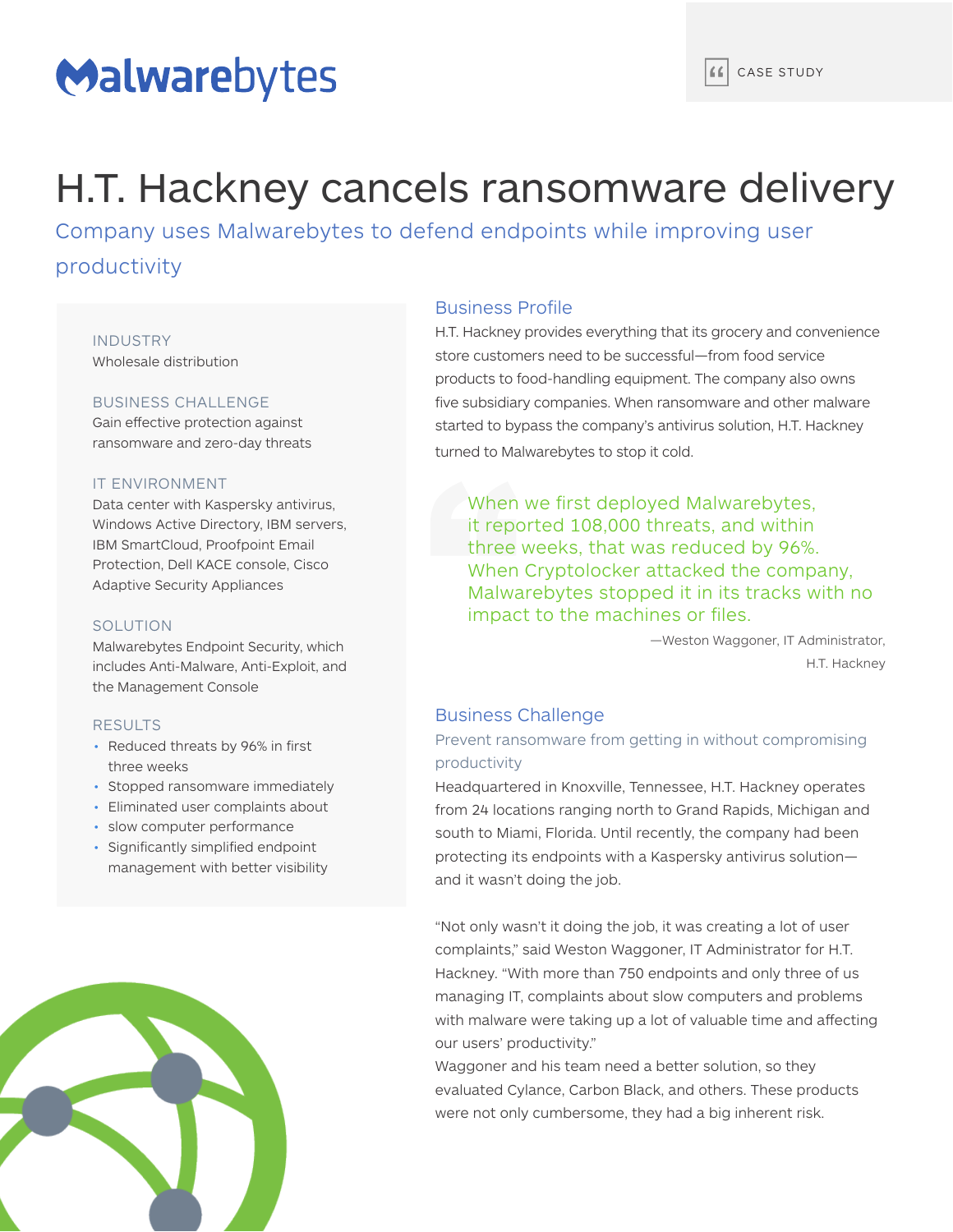Malwarebytes

CASE STUDY

# H.T. Hackney cancels ransomware delivery

## Company uses Malwarebytes to defend endpoints while improving user productivity

### INDUSTRY
Wholesale distribution

### BUSINESS CHALLENGE
Gain effective protection against ransomware and zero-day threats

### IT ENVIRONMENT
Data center with Kaspersky antivirus, Windows Active Directory, IBM servers, IBM SmartCloud, Proofpoint Email Protection, Dell KACE console, Cisco Adaptive Security Appliances

### SOLUTION
Malwarebytes Endpoint Security, which includes Anti-Malware, Anti-Exploit, and the Management Console

### RESULTS
- Reduced threats by 96% in first three weeks
- Stopped ransomware immediately
- Eliminated user complaints about
- slow computer performance
- Significantly simplified endpoint management with better visibility

## Business Profile

H.T. Hackney provides everything that its grocery and convenience store customers need to be successful—from food service products to food-handling equipment. The company also owns five subsidiary companies. When ransomware and other malware started to bypass the company's antivirus solution, H.T. Hackney turned to Malwarebytes to stop it cold.

> When we first deployed Malwarebytes, it reported 108,000 threats, and within three weeks, that was reduced by 96%. When Cryptolocker attacked the company, Malwarebytes stopped it in its tracks with no impact to the machines or files.
>
> —Weston Waggoner, IT Administrator, H.T. Hackney

## Business Challenge

### Prevent ransomware from getting in without compromising productivity

Headquartered in Knoxville, Tennessee, H.T. Hackney operates from 24 locations ranging north to Grand Rapids, Michigan and south to Miami, Florida. Until recently, the company had been protecting its endpoints with a Kaspersky antivirus solution—and it wasn't doing the job.

"Not only wasn't it doing the job, it was creating a lot of user complaints," said Weston Waggoner, IT Administrator for H.T. Hackney. "With more than 750 endpoints and only three of us managing IT, complaints about slow computers and problems with malware were taking up a lot of valuable time and affecting our users' productivity."

Waggoner and his team need a better solution, so they evaluated Cylance, Carbon Black, and others. These products were not only cumbersome, they had a big inherent risk.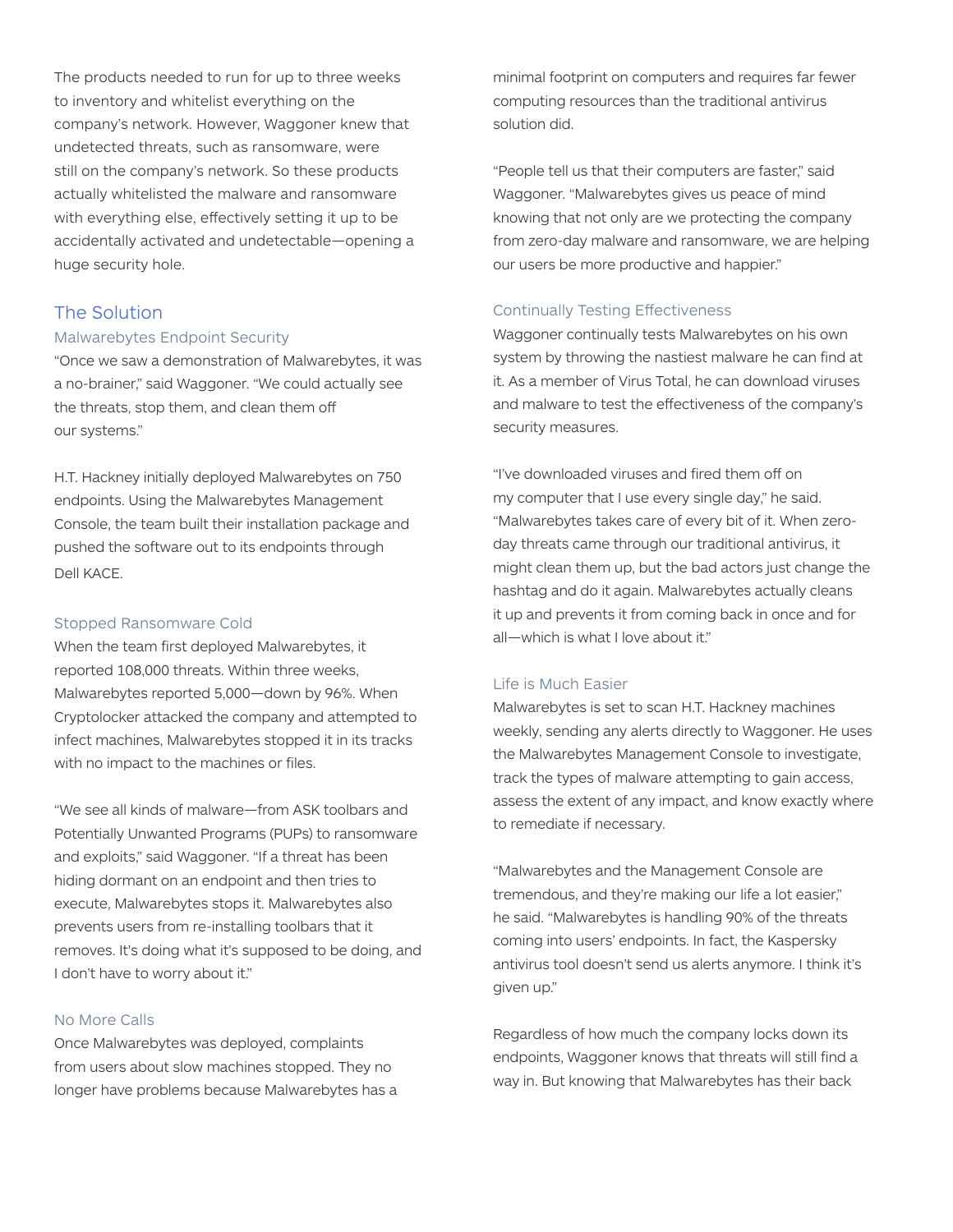The products needed to run for up to three weeks to inventory and whitelist everything on the company's network. However, Waggoner knew that undetected threats, such as ransomware, were still on the company's network. So these products actually whitelisted the malware and ransomware with everything else, effectively setting it up to be accidentally activated and undetectable—opening a huge security hole.

## The Solution

### Malwarebytes Endpoint Security

"Once we saw a demonstration of Malwarebytes, it was a no-brainer," said Waggoner. "We could actually see the threats, stop them, and clean them off our systems."

H.T. Hackney initially deployed Malwarebytes on 750 endpoints. Using the Malwarebytes Management Console, the team built their installation package and pushed the software out to its endpoints through Dell KACE.

### Stopped Ransomware Cold

When the team first deployed Malwarebytes, it reported 108,000 threats. Within three weeks, Malwarebytes reported 5,000—down by 96%. When Cryptolocker attacked the company and attempted to infect machines, Malwarebytes stopped it in its tracks with no impact to the machines or files.

"We see all kinds of malware—from ASK toolbars and Potentially Unwanted Programs (PUPs) to ransomware and exploits," said Waggoner. "If a threat has been hiding dormant on an endpoint and then tries to execute, Malwarebytes stops it. Malwarebytes also prevents users from re-installing toolbars that it removes. It's doing what it's supposed to be doing, and I don't have to worry about it."

### No More Calls

Once Malwarebytes was deployed, complaints from users about slow machines stopped. They no longer have problems because Malwarebytes has a minimal footprint on computers and requires far fewer computing resources than the traditional antivirus solution did.

"People tell us that their computers are faster," said Waggoner. "Malwarebytes gives us peace of mind knowing that not only are we protecting the company from zero-day malware and ransomware, we are helping our users be more productive and happier."

### Continually Testing Effectiveness

Waggoner continually tests Malwarebytes on his own system by throwing the nastiest malware he can find at it. As a member of Virus Total, he can download viruses and malware to test the effectiveness of the company's security measures.

"I've downloaded viruses and fired them off on my computer that I use every single day," he said. "Malwarebytes takes care of every bit of it. When zero-day threats came through our traditional antivirus, it might clean them up, but the bad actors just change the hashtag and do it again. Malwarebytes actually cleans it up and prevents it from coming back in once and for all—which is what I love about it."

### Life is Much Easier

Malwarebytes is set to scan H.T. Hackney machines weekly, sending any alerts directly to Waggoner. He uses the Malwarebytes Management Console to investigate, track the types of malware attempting to gain access, assess the extent of any impact, and know exactly where to remediate if necessary.

"Malwarebytes and the Management Console are tremendous, and they're making our life a lot easier," he said. "Malwarebytes is handling 90% of the threats coming into users' endpoints. In fact, the Kaspersky antivirus tool doesn't send us alerts anymore. I think it's given up."

Regardless of how much the company locks down its endpoints, Waggoner knows that threats will still find a way in. But knowing that Malwarebytes has their back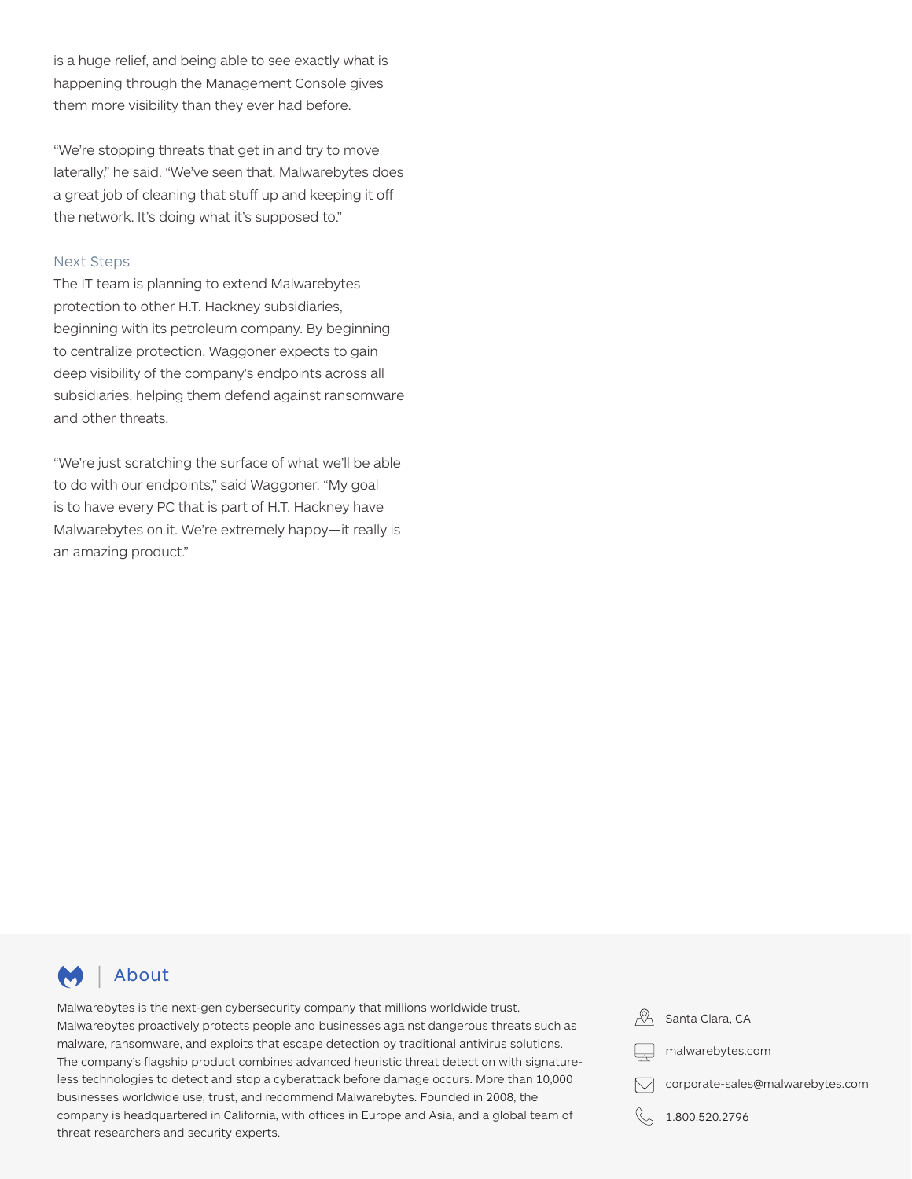is a huge relief, and being able to see exactly what is happening through the Management Console gives them more visibility than they ever had before.

“We’re stopping threats that get in and try to move laterally,” he said. “We’ve seen that. Malwarebytes does a great job of cleaning that stuff up and keeping it off the network. It’s doing what it’s supposed to.”

## Next Steps

The IT team is planning to extend Malwarebytes protection to other H.T. Hackney subsidiaries, beginning with its petroleum company. By beginning to centralize protection, Waggoner expects to gain deep visibility of the company’s endpoints across all subsidiaries, helping them defend against ransomware and other threats.

“We’re just scratching the surface of what we’ll be able to do with our endpoints,” said Waggoner. “My goal is to have every PC that is part of H.T. Hackney have Malwarebytes on it. We’re extremely happy—it really is an amazing product.”

## About

Malwarebytes is the next-gen cybersecurity company that millions worldwide trust. Malwarebytes proactively protects people and businesses against dangerous threats such as malware, ransomware, and exploits that escape detection by traditional antivirus solutions. The company’s flagship product combines advanced heuristic threat detection with signature-less technologies to detect and stop a cyberattack before damage occurs. More than 10,000 businesses worldwide use, trust, and recommend Malwarebytes. Founded in 2008, the company is headquartered in California, with offices in Europe and Asia, and a global team of threat researchers and security experts.

Santa Clara, CA

malwarebytes.com

corporate-sales@malwarebytes.com

1.800.520.2796